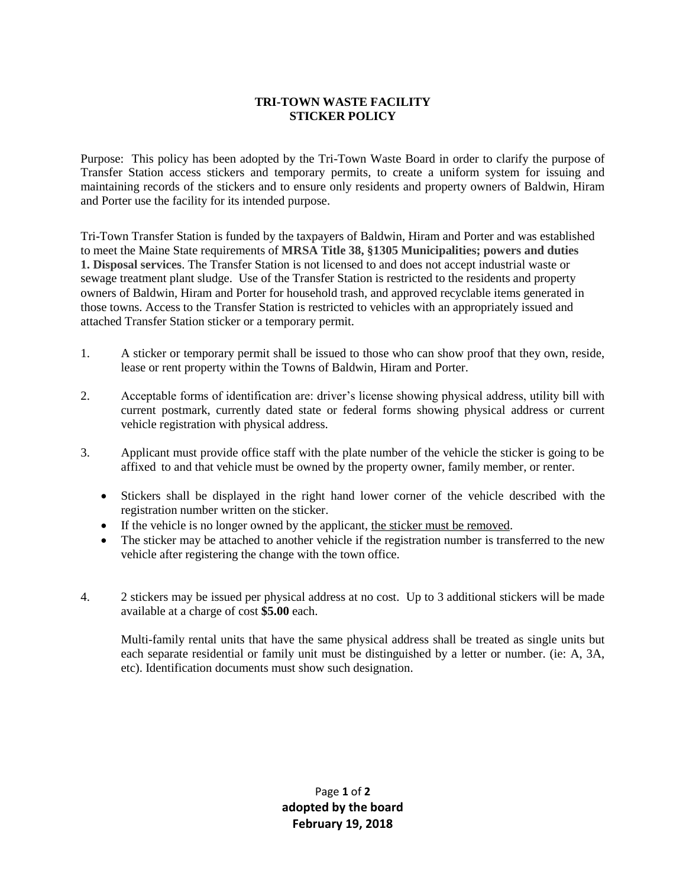**TRI-TOWN WASTE FACILITY**
**STICKER POLICY**

Purpose: This policy has been adopted by the Tri-Town Waste Board in order to clarify the purpose of Transfer Station access stickers and temporary permits, to create a uniform system for issuing and maintaining records of the stickers and to ensure only residents and property owners of Baldwin, Hiram and Porter use the facility for its intended purpose.

Tri-Town Transfer Station is funded by the taxpayers of Baldwin, Hiram and Porter and was established to meet the Maine State requirements of **MRSA Title 38, §1305 Municipalities; powers and duties 1. Disposal services**. The Transfer Station is not licensed to and does not accept industrial waste or sewage treatment plant sludge. Use of the Transfer Station is restricted to the residents and property owners of Baldwin, Hiram and Porter for household trash, and approved recyclable items generated in those towns. Access to the Transfer Station is restricted to vehicles with an appropriately issued and attached Transfer Station sticker or a temporary permit.

1. A sticker or temporary permit shall be issued to those who can show proof that they own, reside, lease or rent property within the Towns of Baldwin, Hiram and Porter.

2. Acceptable forms of identification are: driver's license showing physical address, utility bill with current postmark, currently dated state or federal forms showing physical address or current vehicle registration with physical address.

3. Applicant must provide office staff with the plate number of the vehicle the sticker is going to be affixed to and that vehicle must be owned by the property owner, family member, or renter.

   - Stickers shall be displayed in the right hand lower corner of the vehicle described with the registration number written on the sticker.
   - If the vehicle is no longer owned by the applicant, <u>the sticker must be removed</u>.
   - The sticker may be attached to another vehicle if the registration number is transferred to the new vehicle after registering the change with the town office.

4. 2 stickers may be issued per physical address at no cost. Up to 3 additional stickers will be made available at a charge of cost **$5.00** each.

   Multi-family rental units that have the same physical address shall be treated as single units but each separate residential or family unit must be distinguished by a letter or number. (ie: A, 3A, etc). Identification documents must show such designation.

**adopted by the board**
**February 19, 2018**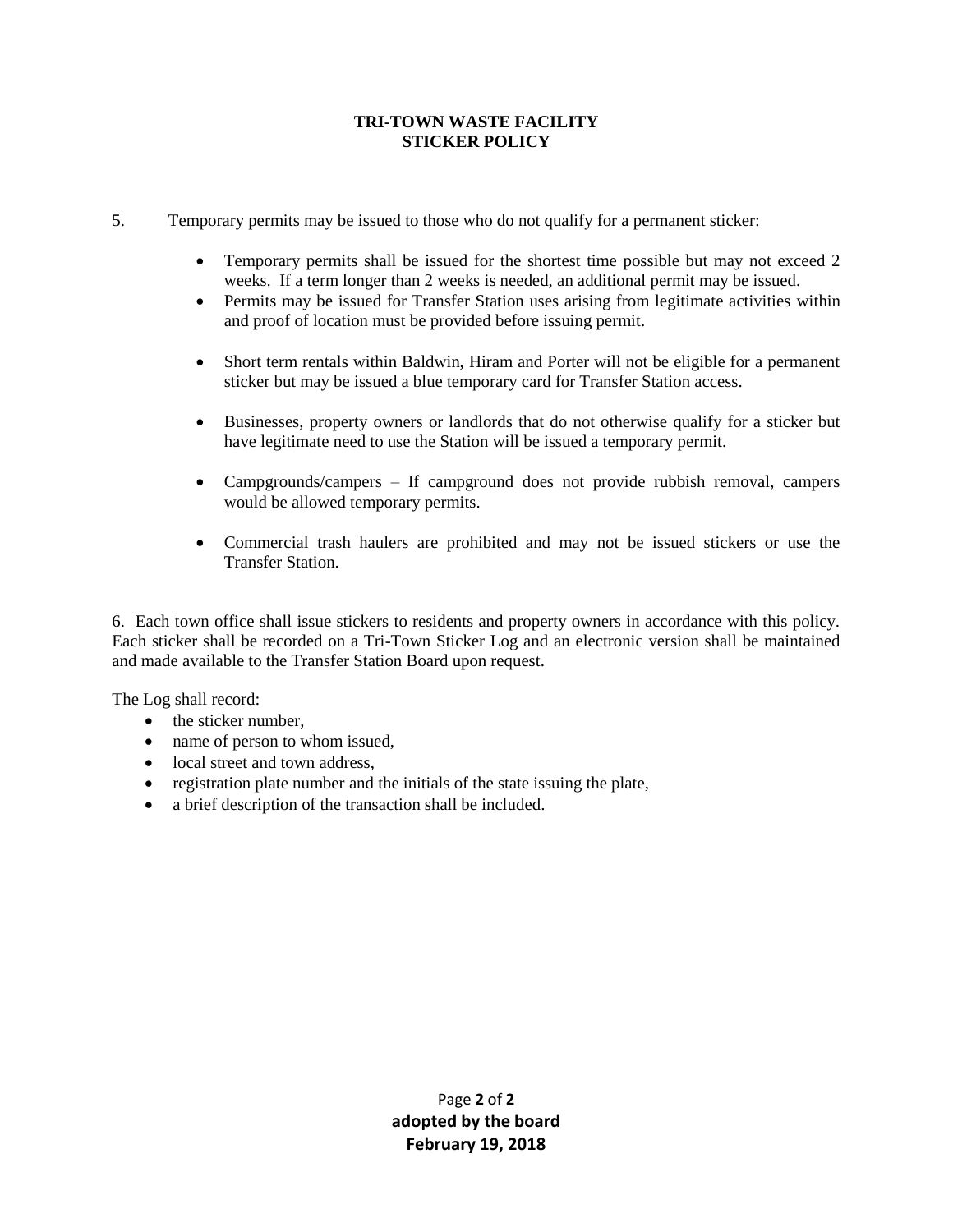**TRI-TOWN WASTE FACILITY**
**STICKER POLICY**

5. Temporary permits may be issued to those who do not qualify for a permanent sticker:

   - Temporary permits shall be issued for the shortest time possible but may not exceed 2 weeks. If a term longer than 2 weeks is needed, an additional permit may be issued.
   - Permits may be issued for Transfer Station uses arising from legitimate activities within and proof of location must be provided before issuing permit.
   - Short term rentals within Baldwin, Hiram and Porter will not be eligible for a permanent sticker but may be issued a blue temporary card for Transfer Station access.
   - Businesses, property owners or landlords that do not otherwise qualify for a sticker but have legitimate need to use the Station will be issued a temporary permit.
   - Campgrounds/campers – If campground does not provide rubbish removal, campers would be allowed temporary permits.
   - Commercial trash haulers are prohibited and may not be issued stickers or use the Transfer Station.

6. Each town office shall issue stickers to residents and property owners in accordance with this policy. Each sticker shall be recorded on a Tri-Town Sticker Log and an electronic version shall be maintained and made available to the Transfer Station Board upon request.

The Log shall record:

- the sticker number,
- name of person to whom issued,
- local street and town address,
- registration plate number and the initials of the state issuing the plate,
- a brief description of the transaction shall be included.

**adopted by the board**
**February 19, 2018**